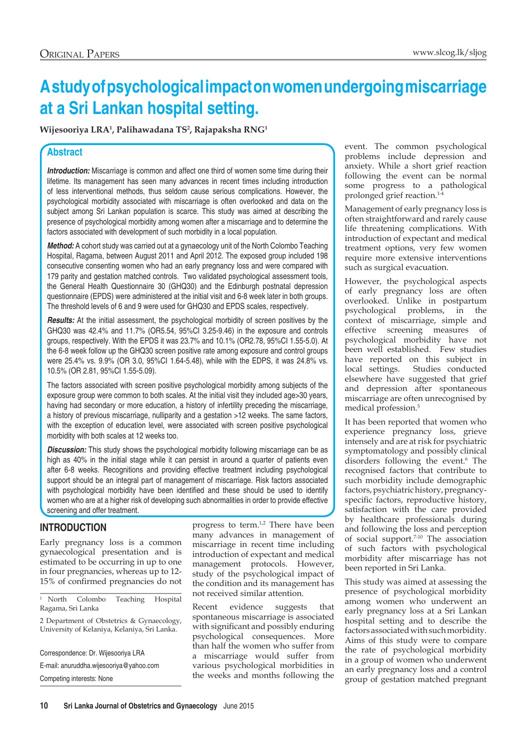# A study of psychological impact on women undergoing miscarriage at a Sri Lankan hospital setting.

**Wijesooriya LRA[1], Palihawadana TS[2], Rajapaksha RNG[1]**

## Abstract

***Introduction:*** Miscarriage is common and affect one third of women some time during their lifetime. Its management has seen many advances in recent times including introduction of less interventional methods, thus seldom cause serious complications. However, the psychological morbidity associated with miscarriage is often overlooked and data on the subject among Sri Lankan population is scarce. This study was aimed at describing the presence of psychological morbidity among women after a miscarriage and to determine the factors associated with development of such morbidity in a local population.

***Method:*** A cohort study was carried out at a gynaecology unit of the North Colombo Teaching Hospital, Ragama, between August 2011 and April 2012. The exposed group included 198 consecutive consenting women who had an early pregnancy loss and were compared with 179 parity and gestation matched controls. Two validated psychological assessment tools, the General Health Questionnaire 30 (GHQ30) and the Edinburgh postnatal depression questionnaire (EPDS) were administered at the initial visit and 6-8 week later in both groups. The threshold levels of 6 and 9 were used for GHQ30 and EPDS scales, respectively.

***Results:*** At the initial assessment, the psychological morbidity of screen positives by the GHQ30 was 42.4% and 11.7% (OR5.54, 95%CI 3.25-9.46) in the exposure and controls groups, respectively. With the EPDS it was 23.7% and 10.1% (OR2.78, 95%CI 1.55-5.0). At the 6-8 week follow up the GHQ30 screen positive rate among exposure and control groups were 25.4% vs. 9.9% (OR 3.0, 95%CI 1.64-5.48), while with the EDPS, it was 24.8% vs. 10.5% (OR 2.81, 95%CI 1.55-5.09).

The factors associated with screen positive psychological morbidity among subjects of the exposure group were common to both scales. At the initial visit they included age>30 years, having had secondary or more education, a history of infertility preceding the miscarriage, a history of previous miscarriage, nulliparity and a gestation >12 weeks. The same factors, with the exception of education level, were associated with screen positive psychological morbidity with both scales at 12 weeks too.

***Discussion:*** This study shows the psychological morbidity following miscarriage can be as high as 40% in the initial stage while it can persist in around a quarter of patients even after 6-8 weeks. Recognitions and providing effective treatment including psychological support should be an integral part of management of miscarriage. Risk factors associated with psychological morbidity have been identified and these should be used to identify women who are at a higher risk of developing such abnormalities in order to provide effective screening and offer treatment.

## INTRODUCTION

Early pregnancy loss is a common gynaecological presentation and is estimated to be occurring in up to one in four pregnancies, whereas up to 12-15% of confirmed pregnancies do not progress to term.[1,2] There have been many advances in management of miscarriage in recent time including introduction of expectant and medical management protocols. However, study of the psychological impact of the condition and its management has not received similar attention.

Recent evidence suggests that spontaneous miscarriage is associated with significant and possibly enduring psychological consequences. More than half the women who suffer from a miscarriage would suffer from various psychological morbidities in the weeks and months following the event. The common psychological problems include depression and anxiety. While a short grief reaction following the event can be normal some progress to a pathological prolonged grief reaction.[1-4]

Management of early pregnancy loss is often straightforward and rarely cause life threatening complications. With introduction of expectant and medical treatment options, very few women require more extensive interventions such as surgical evacuation.

However, the psychological aspects of early pregnancy loss are often overlooked. Unlike in postpartum psychological problems, in the context of miscarriage, simple and effective screening measures of psychological morbidity have not been well established. Few studies have reported on this subject in local settings. Studies conducted elsewhere have suggested that grief and depression after spontaneous miscarriage are often unrecognised by medical profession.[5]

It has been reported that women who experience pregnancy loss, grieve intensely and are at risk for psychiatric symptomatology and possibly clinical disorders following the event.[6] The recognised factors that contribute to such morbidity include demographic factors, psychiatric history, pregnancy-specific factors, reproductive history, satisfaction with the care provided by healthcare professionals during and following the loss and perception of social support.[7-10] The association of such factors with psychological morbidity after miscarriage has not been reported in Sri Lanka.

This study was aimed at assessing the presence of psychological morbidity among women who underwent an early pregnancy loss at a Sri Lankan hospital setting and to describe the factors associated with such morbidity. Aims of this study were to compare the rate of psychological morbidity in a group of women who underwent an early pregnancy loss and a control group of gestation matched pregnant

---

[1] North Colombo Teaching Hospital Ragama, Sri Lanka

2 Department of Obstetrics & Gynaecology, University of Kelaniya, Kelaniya, Sri Lanka.

Correspondence: Dr. Wijesooriya LRA
E-mail: anuruddha.wijesooriya@yahoo.com
Competing interests: None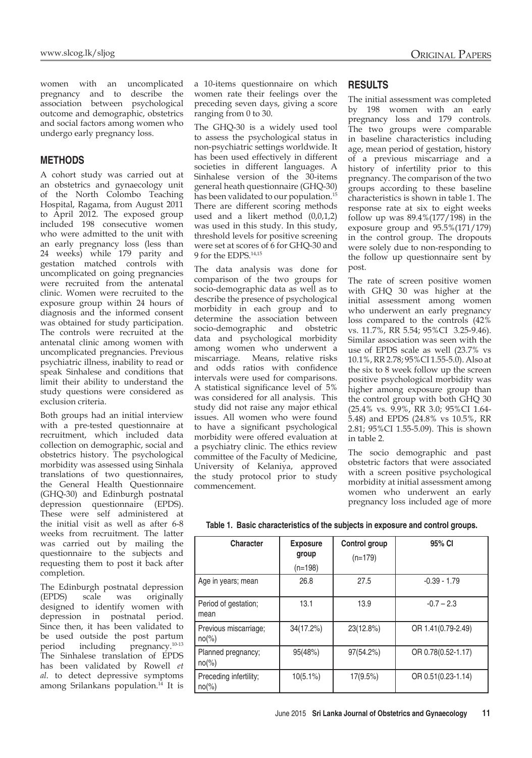women with an uncomplicated pregnancy and to describe the association between psychological outcome and demographic, obstetrics and social factors among women who undergo early pregnancy loss.

## METHODS

A cohort study was carried out at an obstetrics and gynaecology unit of the North Colombo Teaching Hospital, Ragama, from August 2011 to April 2012. The exposed group included 198 consecutive women who were admitted to the unit with an early pregnancy loss (less than 24 weeks) while 179 parity and gestation matched controls with uncomplicated on going pregnancies were recruited from the antenatal clinic. Women were recruited to the exposure group within 24 hours of diagnosis and the informed consent was obtained for study participation. The controls were recruited at the antenatal clinic among women with uncomplicated pregnancies. Previous psychiatric illness, inability to read or speak Sinhalese and conditions that limit their ability to understand the study questions were considered as exclusion criteria.

Both groups had an initial interview with a pre-tested questionnaire at recruitment, which included data collection on demographic, social and obstetrics history. The psychological morbidity was assessed using Sinhala translations of two questionnaires, the General Health Questionnaire (GHQ-30) and Edinburgh postnatal depression questionnaire (EPDS). These were self administered at the initial visit as well as after 6-8 weeks from recruitment. The latter was carried out by mailing the questionnaire to the subjects and requesting them to post it back after completion.

The Edinburgh postnatal depression (EPDS) scale was originally designed to identify women with depression in postnatal period. Since then, it has been validated to be used outside the post partum period including pregnancy.[10-13] The Sinhalese translation of EPDS has been validated by Rowell *et al*. to detect depressive symptoms among Srilankans population.[14] It is a 10-items questionnaire on which women rate their feelings over the preceding seven days, giving a score ranging from 0 to 30.

The GHQ-30 is a widely used tool to assess the psychological status in non-psychiatric settings worldwide. It has been used effectively in different societies in different languages. A Sinhalese version of the 30-items general heath questionnaire (GHQ-30) has been validated to our population.[15] There are different scoring methods used and a likert method (0,0,1,2) was used in this study. In this study, threshold levels for positive screening were set at scores of 6 for GHQ-30 and 9 for the EDPS.[14,15]

The data analysis was done for comparison of the two groups for socio-demographic data as well as to describe the presence of psychological morbidity in each group and to determine the association between socio-demographic and obstetric data and psychological morbidity among women who underwent a miscarriage. Means, relative risks and odds ratios with confidence intervals were used for comparisons. A statistical significance level of 5% was considered for all analysis. This study did not raise any major ethical issues. All women who were found to have a significant psychological morbidity were offered evaluation at a psychiatry clinic. The ethics review committee of the Faculty of Medicine, University of Kelaniya, approved the study protocol prior to study commencement.

## RESULTS

The initial assessment was completed by 198 women with an early pregnancy loss and 179 controls. The two groups were comparable in baseline characteristics including age, mean period of gestation, history of a previous miscarriage and a history of infertility prior to this pregnancy. The comparison of the two groups according to these baseline characteristics is shown in table 1. The response rate at six to eight weeks follow up was 89.4%(177/198) in the exposure group and 95.5%(171/179) in the control group. The dropouts were solely due to non-responding to the follow up questionnaire sent by post.

The rate of screen positive women with GHQ 30 was higher at the initial assessment among women who underwent an early pregnancy loss compared to the controls (42% vs. 11.7%, RR 5.54; 95%CI 3.25-9.46). Similar association was seen with the use of EPDS scale as well (23.7% vs 10.1%, RR 2.78; 95%CI 1.55-5.0). Also at the six to 8 week follow up the screen positive psychological morbidity was higher among exposure group than the control group with both GHQ 30 (25.4% vs. 9.9%, RR 3.0; 95%CI 1.64-5.48) and EPDS (24.8% vs 10.5%, RR 2.81; 95%CI 1.55-5.09). This is shown in table 2.

The socio demographic and past obstetric factors that were associated with a screen positive psychological morbidity at initial assessment among women who underwent an early pregnancy loss included age of more

**Table 1. Basic characteristics of the subjects in exposure and control groups.**

| Character | Exposure group (n=198) | Control group (n=179) | 95% CI |
|---|---|---|---|
| Age in years; mean | 26.8 | 27.5 | -0.39 - 1.79 |
| Period of gestation; mean | 13.1 | 13.9 | -0.7 – 2.3 |
| Previous miscarriage; no(%) | 34(17.2%) | 23(12.8%) | OR 1.41(0.79-2.49) |
| Planned pregnancy; no(%) | 95(48%) | 97(54.2%) | OR 0.78(0.52-1.17) |
| Preceding infertility; no(%) | 10(5.1%) | 17(9.5%) | OR 0.51(0.23-1.14) |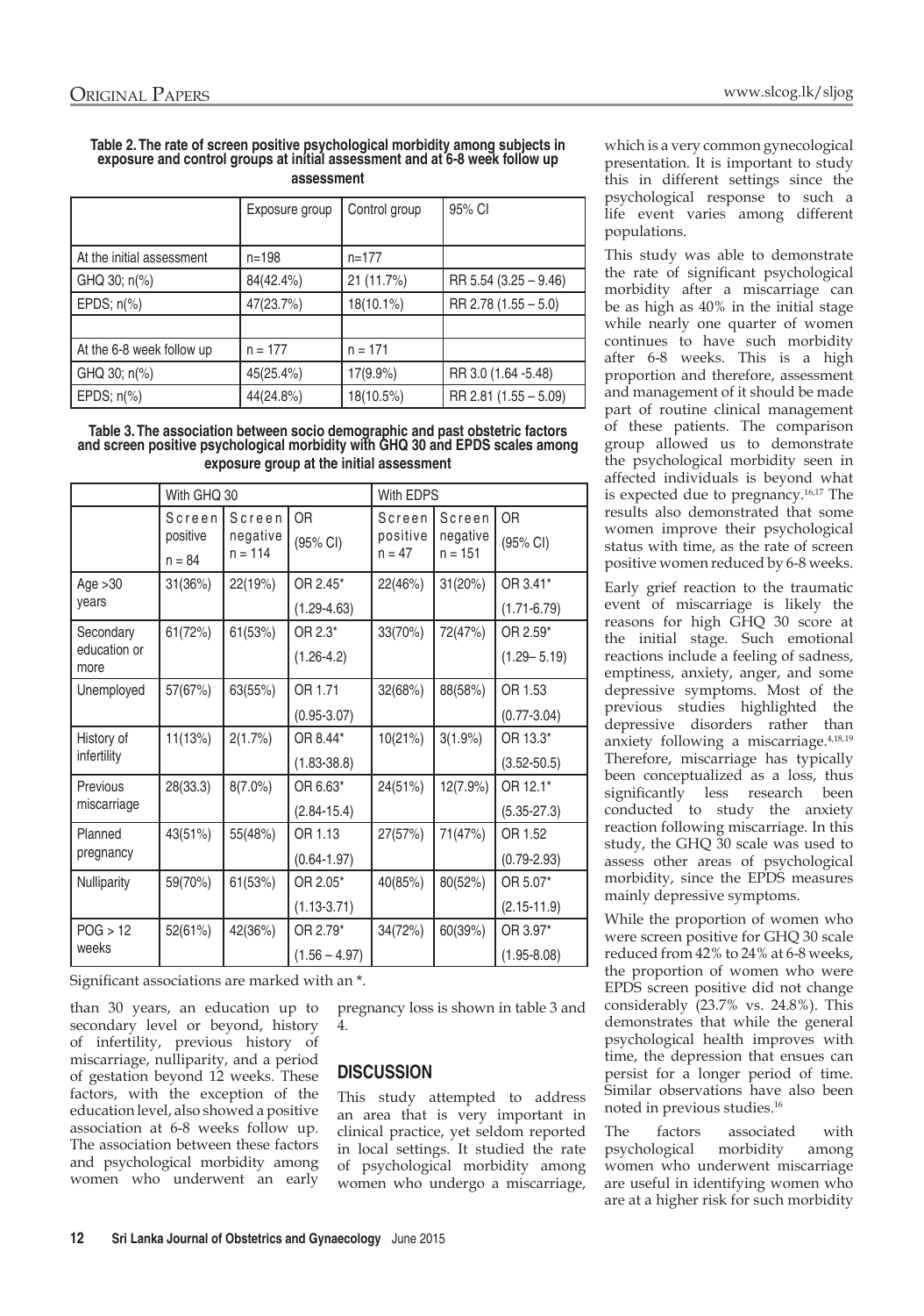**Table 2. The rate of screen positive psychological morbidity among subjects in exposure and control groups at initial assessment and at 6-8 week follow up assessment**

| | Exposure group | Control group | 95% CI |
|---|---|---|---|
| At the initial assessment | n=198 | n=177 | |
| GHQ 30; n(%) | 84(42.4%) | 21 (11.7%) | RR 5.54 (3.25 – 9.46) |
| EPDS; n(%) | 47(23.7%) | 18(10.1%) | RR 2.78 (1.55 – 5.0) |
| | | | |
| At the 6-8 week follow up | n = 177 | n = 171 | |
| GHQ 30; n(%) | 45(25.4%) | 17(9.9%) | RR 3.0 (1.64 -5.48) |
| EPDS; n(%) | 44(24.8%) | 18(10.5%) | RR 2.81 (1.55 – 5.09) |

**Table 3. The association between socio demographic and past obstetric factors and screen positive psychological morbidity with GHQ 30 and EPDS scales among exposure group at the initial assessment**

| | With GHQ 30 | | | With EDPS | | |
|---|---|---|---|---|---|---|
| | Screen positive n = 84 | Screen negative n = 114 | OR (95% CI) | Screen positive n = 47 | Screen negative n = 151 | OR (95% CI) |
| Age >30 years | 31(36%) | 22(19%) | OR 2.45* (1.29-4.63) | 22(46%) | 31(20%) | OR 3.41* (1.71-6.79) |
| Secondary education or more | 61(72%) | 61(53%) | OR 2.3* (1.26-4.2) | 33(70%) | 72(47%) | OR 2.59* (1.29– 5.19) |
| Unemployed | 57(67%) | 63(55%) | OR 1.71 (0.95-3.07) | 32(68%) | 88(58%) | OR 1.53 (0.77-3.04) |
| History of infertility | 11(13%) | 2(1.7%) | OR 8.44* (1.83-38.8) | 10(21%) | 3(1.9%) | OR 13.3* (3.52-50.5) |
| Previous miscarriage | 28(33.3) | 8(7.0%) | OR 6.63* (2.84-15.4) | 24(51%) | 12(7.9%) | OR 12.1* (5.35-27.3) |
| Planned pregnancy | 43(51%) | 55(48%) | OR 1.13 (0.64-1.97) | 27(57%) | 71(47%) | OR 1.52 (0.79-2.93) |
| Nulliparity | 59(70%) | 61(53%) | OR 2.05* (1.13-3.71) | 40(85%) | 80(52%) | OR 5.07* (2.15-11.9) |
| POG > 12 weeks | 52(61%) | 42(36%) | OR 2.79* (1.56 – 4.97) | 34(72%) | 60(39%) | OR 3.97* (1.95-8.08) |

Significant associations are marked with an *.

than 30 years, an education up to secondary level or beyond, history of infertility, previous history of miscarriage, nulliparity, and a period of gestation beyond 12 weeks. These factors, with the exception of the education level, also showed a positive association at 6-8 weeks follow up. The association between these factors and psychological morbidity among women who underwent an early pregnancy loss is shown in table 3 and 4.

## DISCUSSION

This study attempted to address an area that is very important in clinical practice, yet seldom reported in local settings. It studied the rate of psychological morbidity among women who undergo a miscarriage, which is a very common gynecological presentation. It is important to study this in different settings since the psychological response to such a life event varies among different populations.

This study was able to demonstrate the rate of significant psychological morbidity after a miscarriage can be as high as 40% in the initial stage while nearly one quarter of women continues to have such morbidity after 6-8 weeks. This is a high proportion and therefore, assessment and management of it should be made part of routine clinical management of these patients. The comparison group allowed us to demonstrate the psychological morbidity seen in affected individuals is beyond what is expected due to pregnancy.[16,17] The results also demonstrated that some women improve their psychological status with time, as the rate of screen positive women reduced by 6-8 weeks.

Early grief reaction to the traumatic event of miscarriage is likely the reasons for high GHQ 30 score at the initial stage. Such emotional reactions include a feeling of sadness, emptiness, anxiety, anger, and some depressive symptoms. Most of the previous studies highlighted the depressive disorders rather than anxiety following a miscarriage.[4,18,19] Therefore, miscarriage has typically been conceptualized as a loss, thus significantly less research been conducted to study the anxiety reaction following miscarriage. In this study, the GHQ 30 scale was used to assess other areas of psychological morbidity, since the EPDS measures mainly depressive symptoms.

While the proportion of women who were screen positive for GHQ 30 scale reduced from 42% to 24% at 6-8 weeks, the proportion of women who were EPDS screen positive did not change considerably (23.7% vs. 24.8%). This demonstrates that while the general psychological health improves with time, the depression that ensues can persist for a longer period of time. Similar observations have also been noted in previous studies.[16]

The factors associated with psychological morbidity among women who underwent miscarriage are useful in identifying women who are at a higher risk for such morbidity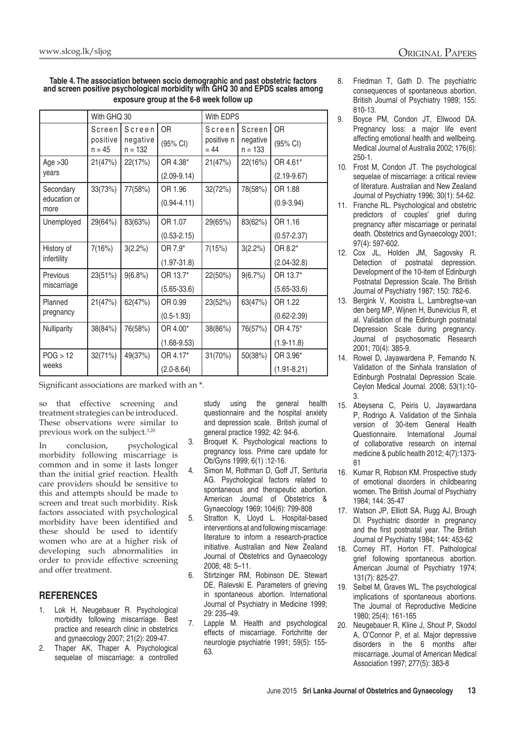**Table 4. The association between socio demographic and past obstetric factors and screen positive psychological morbidity with GHQ 30 and EPDS scales among exposure group at the 6-8 week follow up**

| | With GHQ 30 | | | With EDPS | | |
|---|---|---|---|---|---|---|
| | Screen positive n = 45 | Screen negative n = 132 | OR (95% CI) | Screen positive n = 44 | Screen negative n = 133 | OR (95% CI) |
| Age >30 years | 21(47%) | 22(17%) | OR 4.38* (2.09-9.14) | 21(47%) | 22(16%) | OR 4.61* (2.19-9.67) |
| Secondary education or more | 33(73%) | 77(58%) | OR 1.96 (0.94-4.11) | 32(72%) | 78(58%) | OR 1.88 (0.9-3.94) |
| Unemployed | 29(64%) | 83(63%) | OR 1.07 (0.53-2.15) | 29(65%) | 83(62%) | OR 1.16 (0.57-2.37) |
| History of infertility | 7(16%) | 3(2.2%) | OR 7.9* (1.97-31.8) | 7(15%) | 3(2.2%) | OR 8.2* (2.04-32.8) |
| Previous miscarriage | 23(51%) | 9(6.8%) | OR 13.7* (5.65-33.6) | 22(50%) | 9(6.7%) | OR 13.7* (5.65-33.6) |
| Planned pregnancy | 21(47%) | 62(47%) | OR 0.99 (0.5-1.93) | 23(52%) | 63(47%) | OR 1.22 (0.62-2.39) |
| Nulliparity | 38(84%) | 76(58%) | OR 4.00* (1.68-9.53) | 38(86%) | 76(57%) | OR 4.75* (1.9-11.8) |
| POG > 12 weeks | 32(71%) | 49(37%) | OR 4.17* (2.0-8.64) | 31(70%) | 50(38%) | OR 3.96* (1.91-8.21) |

Significant associations are marked with an *.

so that effective screening and treatment strategies can be introduced. These observations were similar to previous work on the subject.[3,20]

In conclusion, psychological morbidity following miscarriage is common and in some it lasts longer than the initial grief reaction. Health care providers should be sensitive to this and attempts should be made to screen and treat such morbidity. Risk factors associated with psychological morbidity have been identified and these should be used to identify women who are at a higher risk of developing such abnormalities in order to provide effective screening and offer treatment.

## REFERENCES

1. Lok H, Neugebauer R. Psychological morbidity following miscarriage. Best practice and research clinic in obstetrics and gynaecology 2007; 21(2): 209-47.
2. Thaper AK, Thaper A. Psychological sequelae of miscarriage: a controlled study using the general health questionnaire and the hospital anxiety and depression scale. British journal of general practice 1992; 42: 94-6.
3. Broquet K. Psychological reactions to pregnancy loss. Prime care update for Ob/Gyns 1999; 6(1) :12-16.
4. Simon M, Rothman D, Goff JT, Senturia AG. Psychological factors related to spontaneous and therapeutic abortion. American Journal of Obstetrics & Gynaecology 1969; 104(6): 799-808
5. Stratton K, Lloyd L. Hospital-based interventions at and following miscarriage: literature to inform a research-practice initiative. Australian and New Zealand Journal of Obstetrics and Gynaecology 2008; 48: 5–11.
6. Stirtzinger RM, Robinson DE, Stewart DE, Ralevski E. Parameters of grieving in spontaneous abortion. International Journal of Psychiatry in Medicine 1999; 29: 235–49.
7. Lapple M. Health and psychological effects of miscarriage. Fortchritte der neurologie psychiatrie 1991; 59(5): 155-63.
8. Friedman T, Gath D. The psychiatric consequences of spontaneous abortion. British Journal of Psychiatry 1989; 155: 810-13.
9. Boyce PM, Condon JT, Ellwood DA. Pregnancy loss: a major life event affecting emotional health and wellbeing. Medical Journal of Australia 2002; 176(6): 250-1.
10. Frost M, Condon JT. The psychological sequelae of miscarriage: a critical review of literature. Australian and New Zealand Journal of Psychiatry 1996; 30(1): 54-62.
11. Franche RL. Psychological and obstetric predictors of couples' grief during pregnancy after miscarriage or perinatal death. Obstetrics and Gynaecology 2001; 97(4): 597-602.
12. Cox JL, Holden JM, Sagovsky R. Detection of postnatal depression. Development of the 10-item of Edinburgh Postnatal Depression Scale. The British Journal of Psychiatry 1987; 150: 782-6.
13. Bergink V, Kooistra L, Lambregtse-van den berg MP, Wijnen H, Bunevicius R, et al. Validation of the Edinburgh postnatal Depression Scale during pregnancy. Journal of psychosomatic Research 2001; 70(4): 385-9.
14. Rowel D, Jayawardena P, Fernando N. Validation of the Sinhala translation of Edinburgh Postnatal Depression Scale. Ceylon Medical Journal. 2008; 53(1):10-3.
15. Abeysena C, Peiris U, Jayawardana P, Rodrigo A. Validation of the Sinhala version of 30-item General Health Questionnaire. International Journal of collaborative research on internal medicine & public health 2012; 4(7):1373-81
16. Kumar R, Robson KM. Prospective study of emotional disorders in childbearing women. The British Journal of Psychiatry 1984; 144: 35-47
17. Watson JP, Elliott SA, Rugg AJ, Brough DI. Psychiatric disorder in pregnancy and the first postnatal year. The British Journal of Psychiatry 1984; 144: 453-62
18. Corney RT, Horton FT. Pathological grief following spontaneous abortion. American Journal of Psychiatry 1974; 131(7): 825-27.
19. Seibel M, Graves WL. The psychological implications of spontaneous abortions. The Journal of Reproductive Medicine 1980; 25(4): 161-165
20. Neugebauer R, Kline J, Shout P, Skodol A, O'Connor P, et al. Major depressive disorders in the 6 months after miscarriage. Journal of American Medical Association 1997; 277(5): 383-8